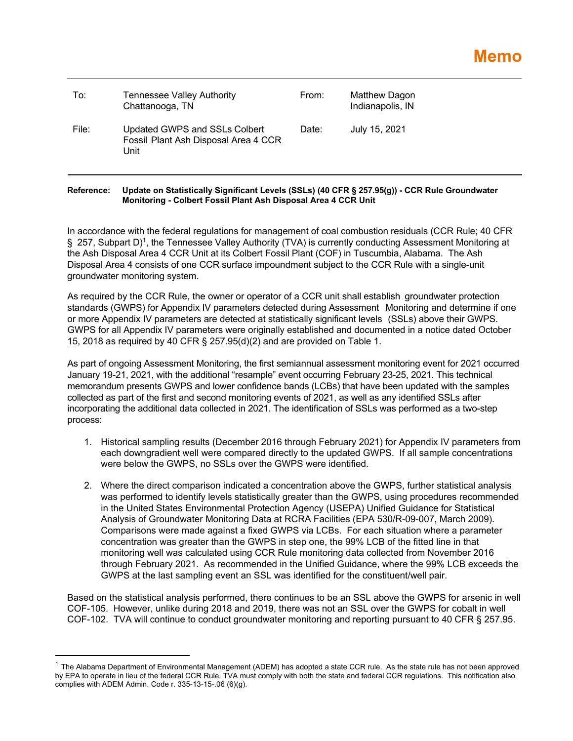# Memo

| To: | Tennessee Valley Authority<br>Chattanooga, TN | From: | Matthew Dagon<br>Indianapolis, IN |
|---|---|---|---|
| File: | Updated GWPS and SSLs Colbert Fossil Plant Ash Disposal Area 4 CCR Unit | Date: | July 15, 2021 |

**Reference: Update on Statistically Significant Levels (SSLs) (40 CFR § 257.95(g)) - CCR Rule Groundwater Monitoring - Colbert Fossil Plant Ash Disposal Area 4 CCR Unit**

In accordance with the federal regulations for management of coal combustion residuals (CCR Rule; 40 CFR § 257, Subpart D)[1], the Tennessee Valley Authority (TVA) is currently conducting Assessment Monitoring at the Ash Disposal Area 4 CCR Unit at its Colbert Fossil Plant (COF) in Tuscumbia, Alabama. The Ash Disposal Area 4 consists of one CCR surface impoundment subject to the CCR Rule with a single-unit groundwater monitoring system.

As required by the CCR Rule, the owner or operator of a CCR unit shall establish groundwater protection standards (GWPS) for Appendix IV parameters detected during Assessment Monitoring and determine if one or more Appendix IV parameters are detected at statistically significant levels (SSLs) above their GWPS. GWPS for all Appendix IV parameters were originally established and documented in a notice dated October 15, 2018 as required by 40 CFR § 257.95(d)(2) and are provided on Table 1.

As part of ongoing Assessment Monitoring, the first semiannual assessment monitoring event for 2021 occurred January 19-21, 2021, with the additional "resample" event occurring February 23-25, 2021. This technical memorandum presents GWPS and lower confidence bands (LCBs) that have been updated with the samples collected as part of the first and second monitoring events of 2021, as well as any identified SSLs after incorporating the additional data collected in 2021. The identification of SSLs was performed as a two-step process:

1. Historical sampling results (December 2016 through February 2021) for Appendix IV parameters from each downgradient well were compared directly to the updated GWPS. If all sample concentrations were below the GWPS, no SSLs over the GWPS were identified.

2. Where the direct comparison indicated a concentration above the GWPS, further statistical analysis was performed to identify levels statistically greater than the GWPS, using procedures recommended in the United States Environmental Protection Agency (USEPA) Unified Guidance for Statistical Analysis of Groundwater Monitoring Data at RCRA Facilities (EPA 530/R-09-007, March 2009). Comparisons were made against a fixed GWPS via LCBs. For each situation where a parameter concentration was greater than the GWPS in step one, the 99% LCB of the fitted line in that monitoring well was calculated using CCR Rule monitoring data collected from November 2016 through February 2021. As recommended in the Unified Guidance, where the 99% LCB exceeds the GWPS at the last sampling event an SSL was identified for the constituent/well pair.

Based on the statistical analysis performed, there continues to be an SSL above the GWPS for arsenic in well COF-105. However, unlike during 2018 and 2019, there was not an SSL over the GWPS for cobalt in well COF-102. TVA will continue to conduct groundwater monitoring and reporting pursuant to 40 CFR § 257.95.

---

[1] The Alabama Department of Environmental Management (ADEM) has adopted a state CCR rule. As the state rule has not been approved by EPA to operate in lieu of the federal CCR Rule, TVA must comply with both the state and federal CCR regulations. This notification also complies with ADEM Admin. Code r. 335-13-15-.06 (6)(g).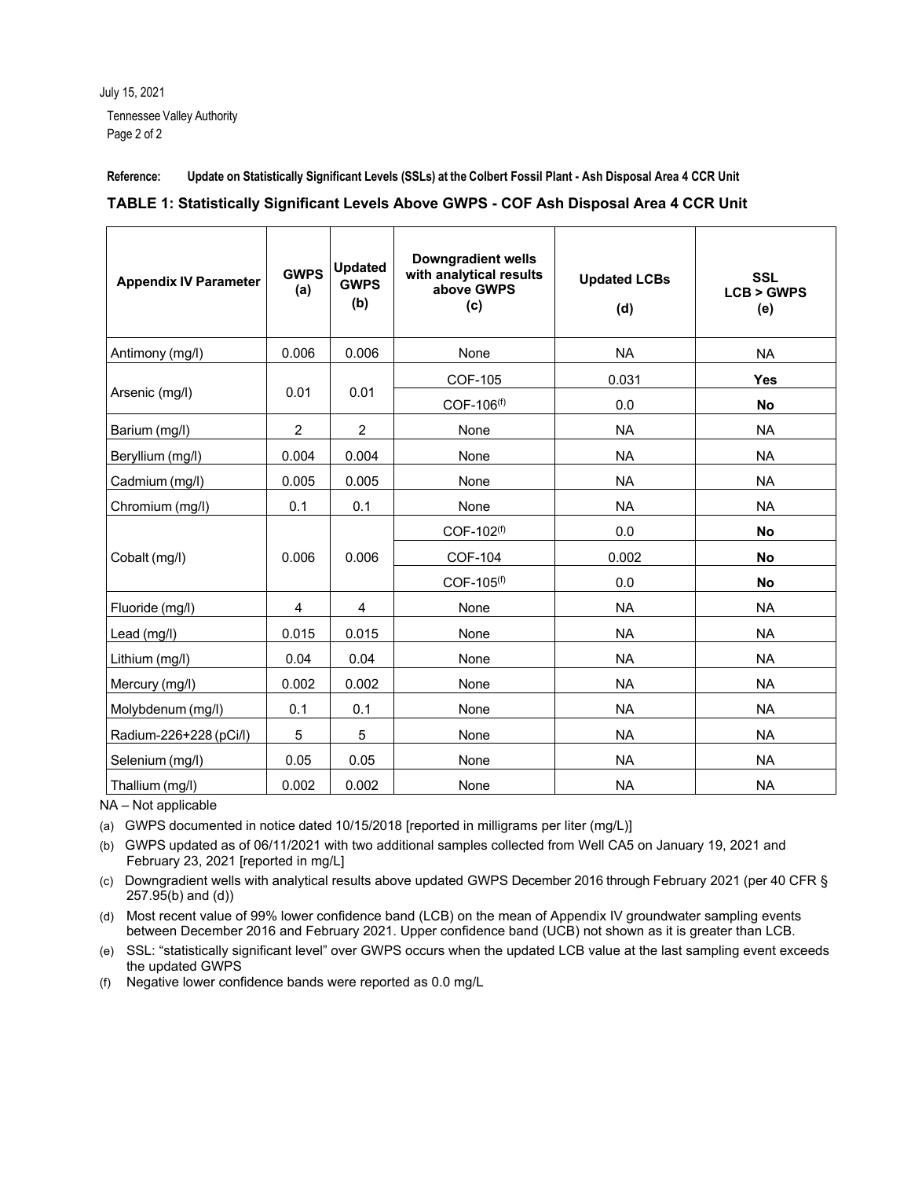**Reference: Update on Statistically Significant Levels (SSLs) at the Colbert Fossil Plant - Ash Disposal Area 4 CCR Unit**

**TABLE 1: Statistically Significant Levels Above GWPS - COF Ash Disposal Area 4 CCR Unit**

| Appendix IV Parameter | GWPS (a) | Updated GWPS (b) | Downgradient wells with analytical results above GWPS (c) | Updated LCBs (d) | SSL LCB > GWPS (e) |
|---|---|---|---|---|---|
| Antimony (mg/l) | 0.006 | 0.006 | None | NA | NA |
| Arsenic (mg/l) | 0.01 | 0.01 | COF-105 | 0.031 | **Yes** |
| | | | COF-106[f] | 0.0 | **No** |
| Barium (mg/l) | 2 | 2 | None | NA | NA |
| Beryllium (mg/l) | 0.004 | 0.004 | None | NA | NA |
| Cadmium (mg/l) | 0.005 | 0.005 | None | NA | NA |
| Chromium (mg/l) | 0.1 | 0.1 | None | NA | NA |
| Cobalt (mg/l) | 0.006 | 0.006 | COF-102[f] | 0.0 | **No** |
| | | | COF-104 | 0.002 | **No** |
| | | | COF-105[f] | 0.0 | **No** |
| Fluoride (mg/l) | 4 | 4 | None | NA | NA |
| Lead (mg/l) | 0.015 | 0.015 | None | NA | NA |
| Lithium (mg/l) | 0.04 | 0.04 | None | NA | NA |
| Mercury (mg/l) | 0.002 | 0.002 | None | NA | NA |
| Molybdenum (mg/l) | 0.1 | 0.1 | None | NA | NA |
| Radium-226+228 (pCi/l) | 5 | 5 | None | NA | NA |
| Selenium (mg/l) | 0.05 | 0.05 | None | NA | NA |
| Thallium (mg/l) | 0.002 | 0.002 | None | NA | NA |

NA – Not applicable

(a) GWPS documented in notice dated 10/15/2018 [reported in milligrams per liter (mg/L)]

(b) GWPS updated as of 06/11/2021 with two additional samples collected from Well CA5 on January 19, 2021 and February 23, 2021 [reported in mg/L]

(c) Downgradient wells with analytical results above updated GWPS December 2016 through February 2021 (per 40 CFR § 257.95(b) and (d))

(d) Most recent value of 99% lower confidence band (LCB) on the mean of Appendix IV groundwater sampling events between December 2016 and February 2021. Upper confidence band (UCB) not shown as it is greater than LCB.

(e) SSL: "statistically significant level" over GWPS occurs when the updated LCB value at the last sampling event exceeds the updated GWPS

(f) Negative lower confidence bands were reported as 0.0 mg/L